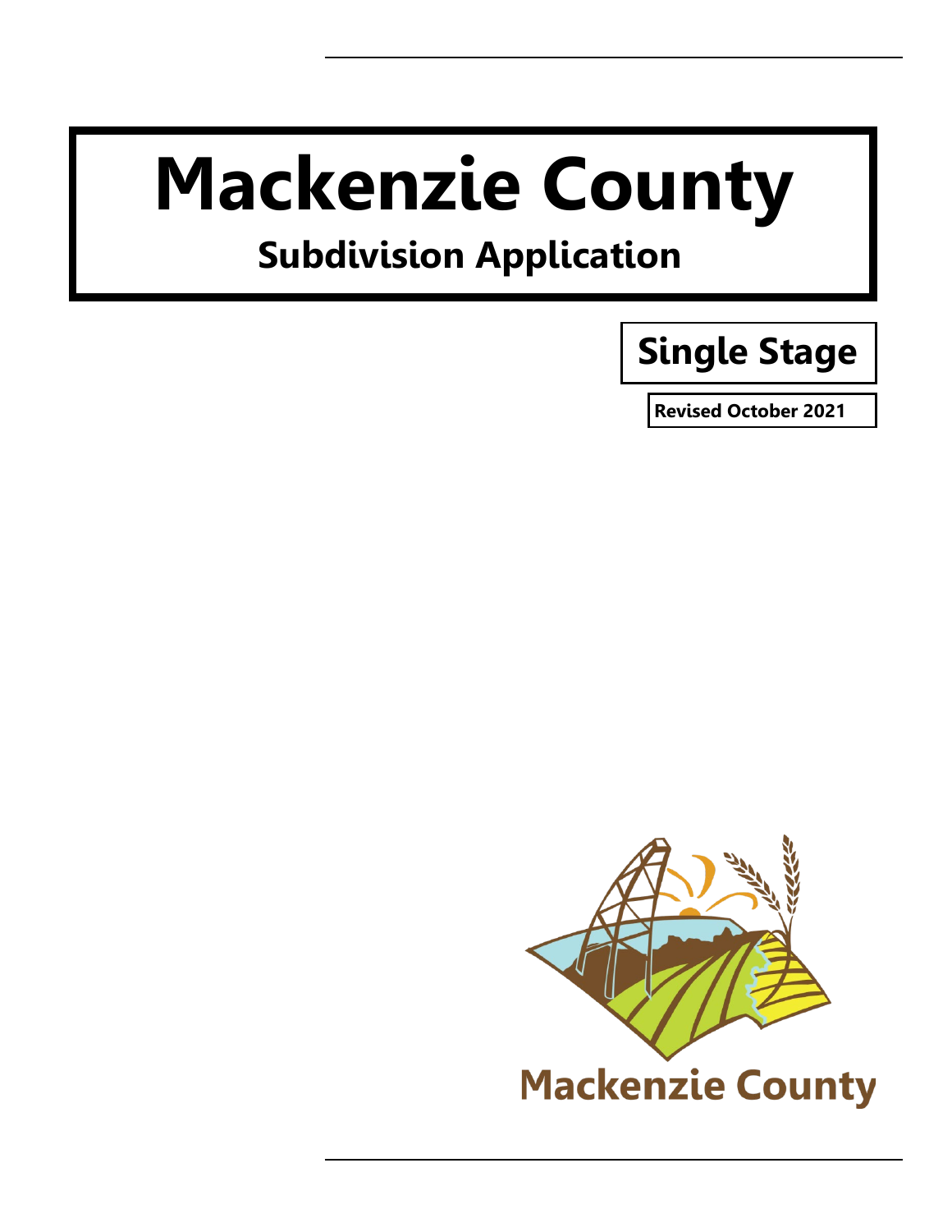# Mackenzie County

## Subdivision Application

### Single Stage

**Revised October 2021**

Mackenzie County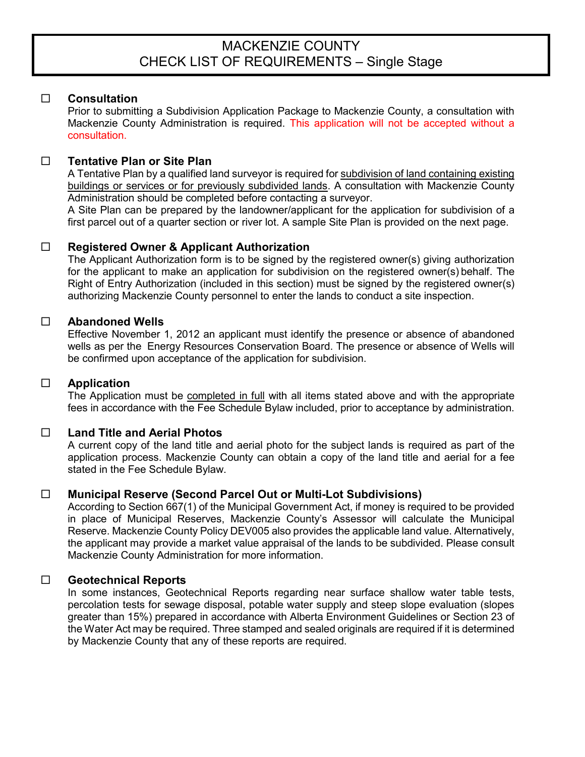# MACKENZIE COUNTY
## CHECK LIST OF REQUIREMENTS – Single Stage

☐ **Consultation**
Prior to submitting a Subdivision Application Package to Mackenzie County, a consultation with Mackenzie County Administration is required. This application will not be accepted without a consultation.

☐ **Tentative Plan or Site Plan**
A Tentative Plan by a qualified land surveyor is required for subdivision of land containing existing buildings or services or for previously subdivided lands. A consultation with Mackenzie County Administration should be completed before contacting a surveyor.
A Site Plan can be prepared by the landowner/applicant for the application for subdivision of a first parcel out of a quarter section or river lot. A sample Site Plan is provided on the next page.

☐ **Registered Owner & Applicant Authorization**
The Applicant Authorization form is to be signed by the registered owner(s) giving authorization for the applicant to make an application for subdivision on the registered owner(s) behalf. The Right of Entry Authorization (included in this section) must be signed by the registered owner(s) authorizing Mackenzie County personnel to enter the lands to conduct a site inspection.

☐ **Abandoned Wells**
Effective November 1, 2012 an applicant must identify the presence or absence of abandoned wells as per the Energy Resources Conservation Board. The presence or absence of Wells will be confirmed upon acceptance of the application for subdivision.

☐ **Application**
The Application must be completed in full with all items stated above and with the appropriate fees in accordance with the Fee Schedule Bylaw included, prior to acceptance by administration.

☐ **Land Title and Aerial Photos**
A current copy of the land title and aerial photo for the subject lands is required as part of the application process. Mackenzie County can obtain a copy of the land title and aerial for a fee stated in the Fee Schedule Bylaw.

☐ **Municipal Reserve (Second Parcel Out or Multi-Lot Subdivisions)**
According to Section 667(1) of the Municipal Government Act, if money is required to be provided in place of Municipal Reserves, Mackenzie County's Assessor will calculate the Municipal Reserve. Mackenzie County Policy DEV005 also provides the applicable land value. Alternatively, the applicant may provide a market value appraisal of the lands to be subdivided. Please consult Mackenzie County Administration for more information.

☐ **Geotechnical Reports**
In some instances, Geotechnical Reports regarding near surface shallow water table tests, percolation tests for sewage disposal, potable water supply and steep slope evaluation (slopes greater than 15%) prepared in accordance with Alberta Environment Guidelines or Section 23 of the Water Act may be required. Three stamped and sealed originals are required if it is determined by Mackenzie County that any of these reports are required.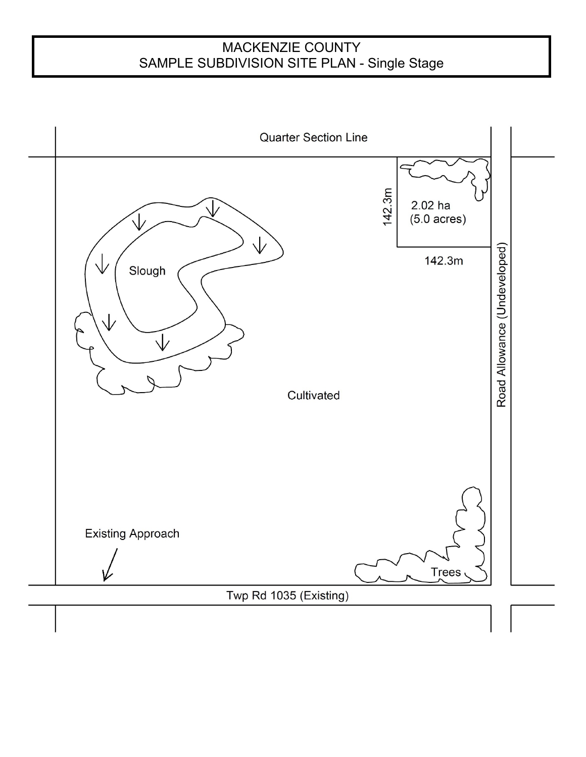# MACKENZIE COUNTY
## SAMPLE SUBDIVISION SITE PLAN - Single Stage

Quarter Section Line

142.3m

2.02 ha
(5.0 acres)

142.3m

Slough

Road Allowance (Undeveloped)

Cultivated

Existing Approach

Trees

Twp Rd 1035 (Existing)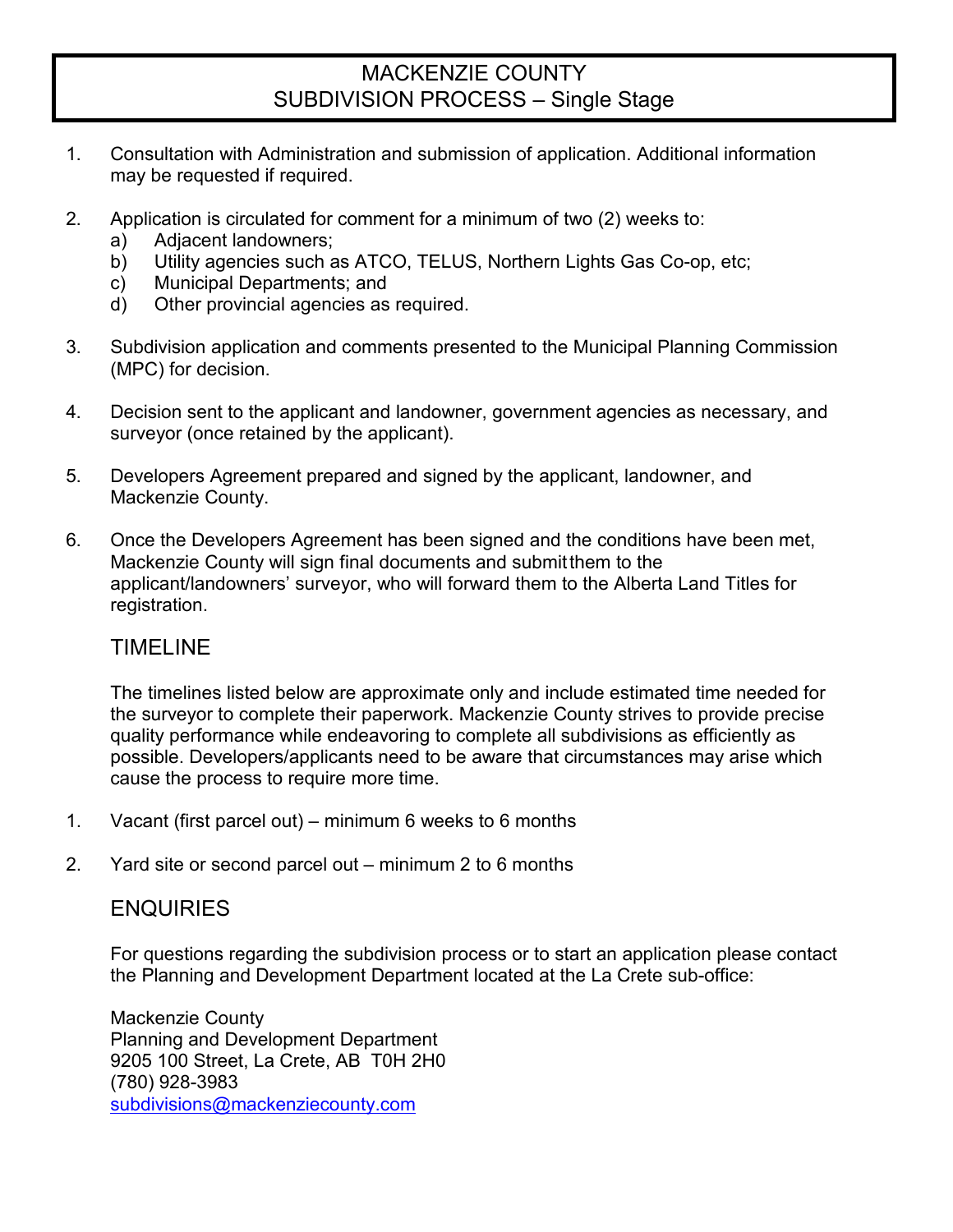# MACKENZIE COUNTY
# SUBDIVISION PROCESS – Single Stage

1. Consultation with Administration and submission of application. Additional information may be requested if required.

2. Application is circulated for comment for a minimum of two (2) weeks to:
   a) Adjacent landowners;
   b) Utility agencies such as ATCO, TELUS, Northern Lights Gas Co-op, etc;
   c) Municipal Departments; and
   d) Other provincial agencies as required.

3. Subdivision application and comments presented to the Municipal Planning Commission (MPC) for decision.

4. Decision sent to the applicant and landowner, government agencies as necessary, and surveyor (once retained by the applicant).

5. Developers Agreement prepared and signed by the applicant, landowner, and Mackenzie County.

6. Once the Developers Agreement has been signed and the conditions have been met, Mackenzie County will sign final documents and submit them to the applicant/landowners' surveyor, who will forward them to the Alberta Land Titles for registration.

## TIMELINE

The timelines listed below are approximate only and include estimated time needed for the surveyor to complete their paperwork. Mackenzie County strives to provide precise quality performance while endeavoring to complete all subdivisions as efficiently as possible. Developers/applicants need to be aware that circumstances may arise which cause the process to require more time.

1. Vacant (first parcel out) – minimum 6 weeks to 6 months

2. Yard site or second parcel out – minimum 2 to 6 months

## ENQUIRIES

For questions regarding the subdivision process or to start an application please contact the Planning and Development Department located at the La Crete sub-office:

Mackenzie County
Planning and Development Department
9205 100 Street, La Crete, AB T0H 2H0
(780) 928-3983
subdivisions@mackenziecounty.com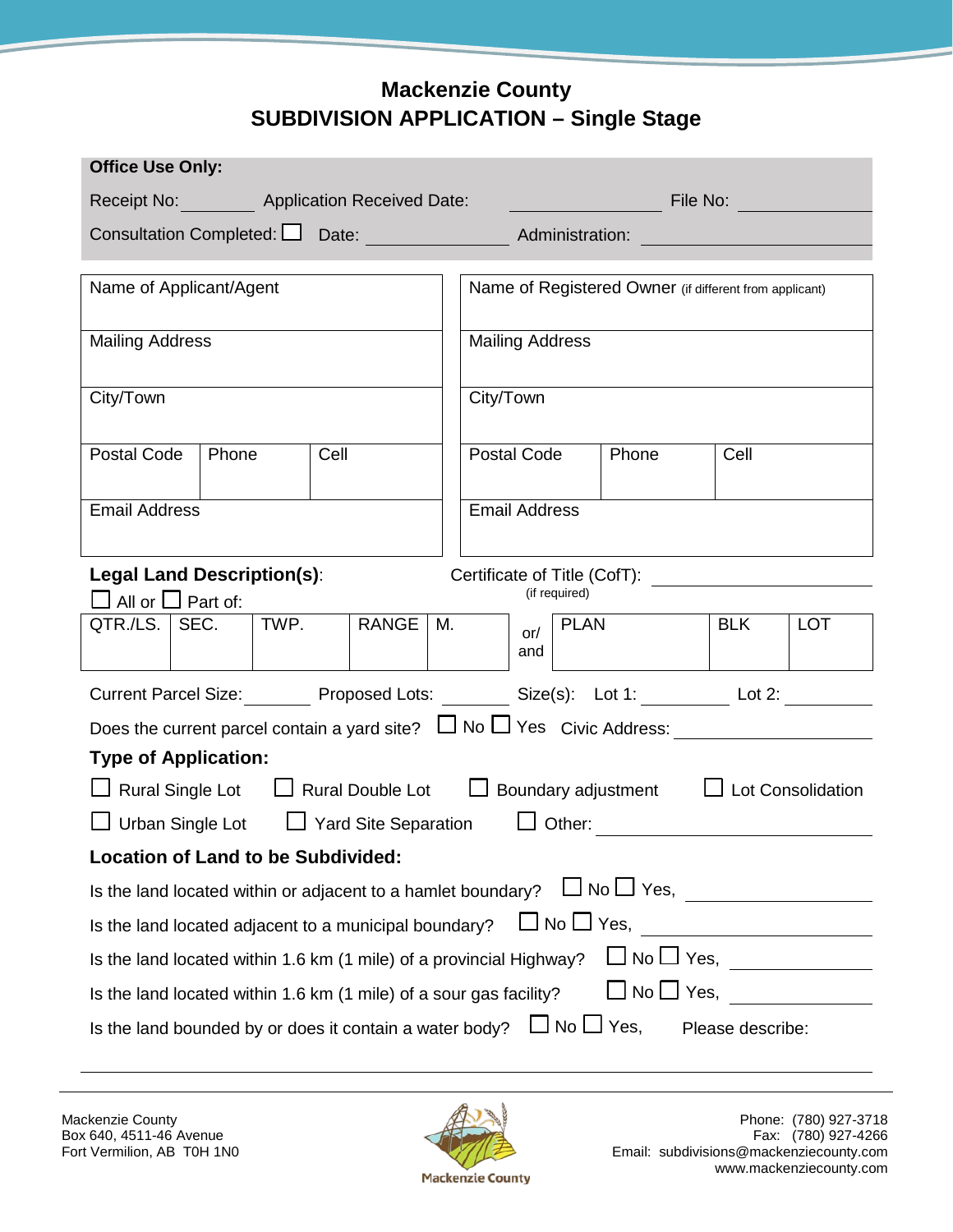# Mackenzie County
# SUBDIVISION APPLICATION – Single Stage

**Office Use Only:**

Receipt No: ________ Application Received Date: ________________ File No: ________________

Consultation Completed: ☐ Date: ________________ Administration: ________________

| Name of Applicant/Agent | | | Name of Registered Owner (if different from applicant) | | |
|---|---|---|---|---|---|
| Mailing Address | | | Mailing Address | | |
| City/Town | | | City/Town | | |
| Postal Code | Phone | Cell | Postal Code | Phone | Cell |
| Email Address | | | Email Address | | |

**Legal Land Description(s)**: Certificate of Title (CofT): ________________ (if required)

☐ All or ☐ Part of:

| QTR./LS. | SEC. | TWP. | RANGE | M. | or/ and | PLAN | BLK | LOT |
|---|---|---|---|---|---|---|---|---|
| | | | | | | | | |

Current Parcel Size: ________ Proposed Lots: ________ Size(s): Lot 1: ________ Lot 2: ________

Does the current parcel contain a yard site? ☐ No ☐ Yes Civic Address: ________________

**Type of Application:**

☐ Rural Single Lot ☐ Rural Double Lot ☐ Boundary adjustment ☐ Lot Consolidation

☐ Urban Single Lot ☐ Yard Site Separation ☐ Other: ________________

**Location of Land to be Subdivided:**

Is the land located within or adjacent to a hamlet boundary? ☐ No ☐ Yes, ________________

Is the land located adjacent to a municipal boundary? ☐ No ☐ Yes, ________________

Is the land located within 1.6 km (1 mile) of a provincial Highway? ☐ No ☐ Yes, ________________

Is the land located within 1.6 km (1 mile) of a sour gas facility? ☐ No ☐ Yes, ________________

Is the land bounded by or does it contain a water body? ☐ No ☐ Yes, Please describe:

________________________________________________________________

Mackenzie County
Box 640, 4511-46 Avenue
Fort Vermilion, AB T0H 1N0

Phone: (780) 927-3718
Fax: (780) 927-4266
Email: subdivisions@mackenziecounty.com
www.mackenziecounty.com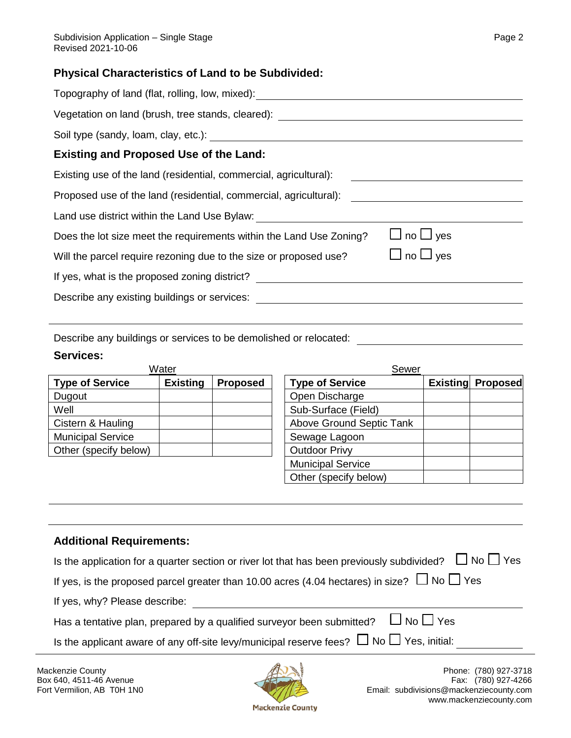## Physical Characteristics of Land to be Subdivided:

Topography of land (flat, rolling, low, mixed): ___________________________

Vegetation on land (brush, tree stands, cleared): ___________________________

Soil type (sandy, loam, clay, etc.): ___________________________

## Existing and Proposed Use of the Land:

Existing use of the land (residential, commercial, agricultural): ___________________________

Proposed use of the land (residential, commercial, agricultural): ___________________________

Land use district within the Land Use Bylaw: ___________________________

Does the lot size meet the requirements within the Land Use Zoning? ☐ no ☐ yes

Will the parcel require rezoning due to the size or proposed use? ☐ no ☐ yes

If yes, what is the proposed zoning district? ___________________________

Describe any existing buildings or services: ___________________________

___________________________

Describe any buildings or services to be demolished or relocated: ___________________________

## Services:

Water

| Type of Service | Existing | Proposed |
|---|---|---|
| Dugout | | |
| Well | | |
| Cistern & Hauling | | |
| Municipal Service | | |
| Other (specify below) | | |

Sewer

| Type of Service | Existing | Proposed |
|---|---|---|
| Open Discharge | | |
| Sub-Surface (Field) | | |
| Above Ground Septic Tank | | |
| Sewage Lagoon | | |
| Outdoor Privy | | |
| Municipal Service | | |
| Other (specify below) | | |

___________________________

___________________________

## Additional Requirements:

Is the application for a quarter section or river lot that has been previously subdivided? ☐ No ☐ Yes

If yes, is the proposed parcel greater than 10.00 acres (4.04 hectares) in size? ☐ No ☐ Yes

If yes, why? Please describe: ___________________________

Has a tentative plan, prepared by a qualified surveyor been submitted? ☐ No ☐ Yes

Is the applicant aware of any off-site levy/municipal reserve fees? ☐ No ☐ Yes, initial: ___________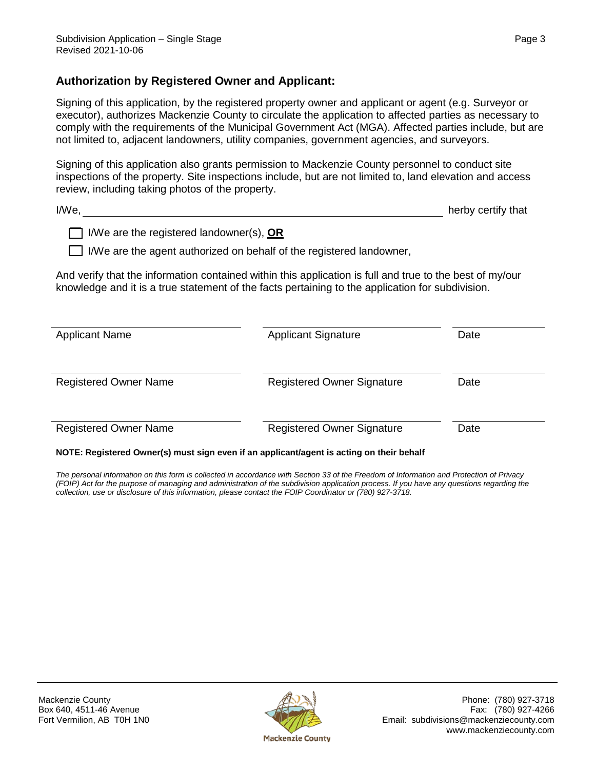## Authorization by Registered Owner and Applicant:

Signing of this application, by the registered property owner and applicant or agent (e.g. Surveyor or executor), authorizes Mackenzie County to circulate the application to affected parties as necessary to comply with the requirements of the Municipal Government Act (MGA). Affected parties include, but are not limited to, adjacent landowners, utility companies, government agencies, and surveyors.

Signing of this application also grants permission to Mackenzie County personnel to conduct site inspections of the property. Site inspections include, but are not limited to, land elevation and access review, including taking photos of the property.

I/We, ______________________________________________ herby certify that

☐ I/We are the registered landowner(s), **OR**

☐ I/We are the agent authorized on behalf of the registered landowner,

And verify that the information contained within this application is full and true to the best of my/our knowledge and it is a true statement of the facts pertaining to the application for subdivision.

| | | |
|---|---|---|
| Applicant Name | Applicant Signature | Date |
| Registered Owner Name | Registered Owner Signature | Date |
| Registered Owner Name | Registered Owner Signature | Date |

**NOTE: Registered Owner(s) must sign even if an applicant/agent is acting on their behalf**

*The personal information on this form is collected in accordance with Section 33 of the Freedom of Information and Protection of Privacy (FOIP) Act for the purpose of managing and administration of the subdivision application process. If you have any questions regarding the collection, use or disclosure of this information, please contact the FOIP Coordinator or (780) 927-3718.*

Mackenzie County
Box 640, 4511-46 Avenue
Fort Vermilion, AB T0H 1N0

Phone: (780) 927-3718
Fax: (780) 927-4266
Email: subdivisions@mackenziecounty.com
www.mackenziecounty.com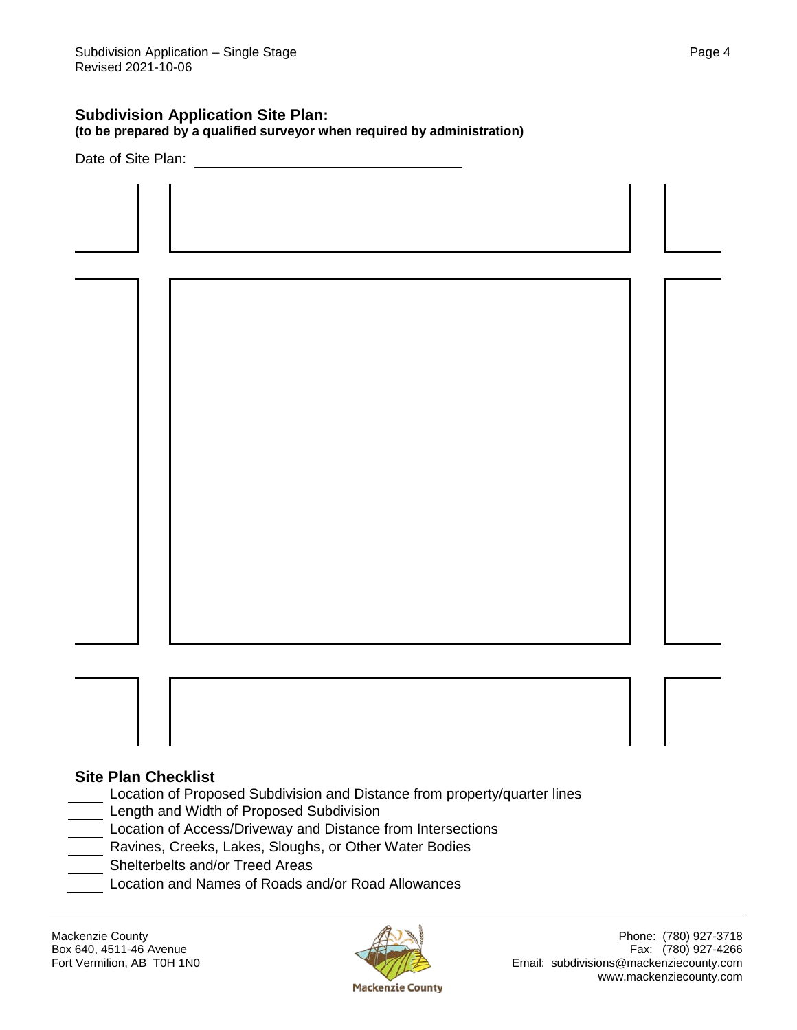## Subdivision Application Site Plan:

**(to be prepared by a qualified surveyor when required by administration)**

Date of Site Plan: ______________________________

### Site Plan Checklist

_____ Location of Proposed Subdivision and Distance from property/quarter lines
_____ Length and Width of Proposed Subdivision
_____ Location of Access/Driveway and Distance from Intersections
_____ Ravines, Creeks, Lakes, Sloughs, or Other Water Bodies
_____ Shelterbelts and/or Treed Areas
_____ Location and Names of Roads and/or Road Allowances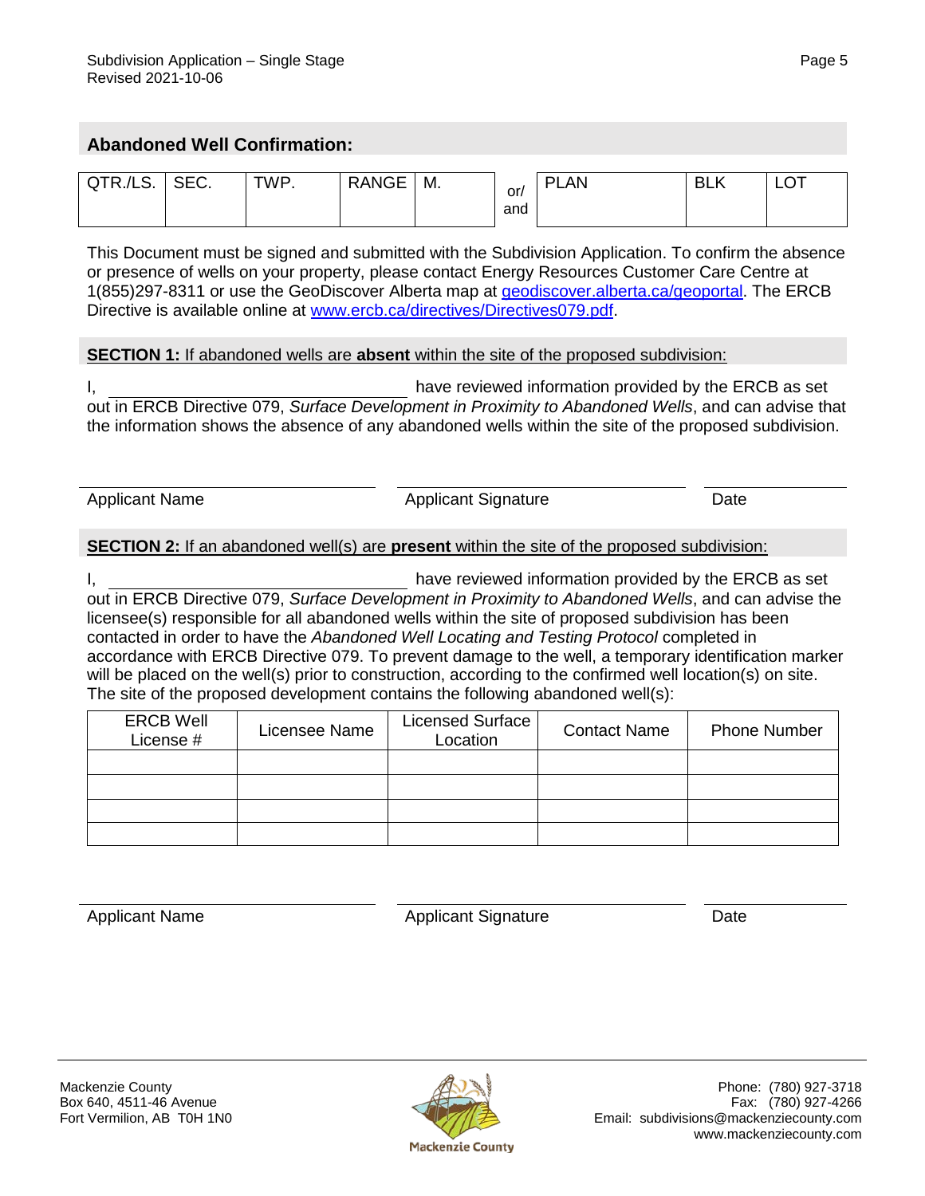## Abandoned Well Confirmation:

| QTR./LS. | SEC. | TWP. | RANGE | M. | or/ and | PLAN | BLK | LOT |
|---|---|---|---|---|---|---|---|---|
| | | | | | | | | |

This Document must be signed and submitted with the Subdivision Application. To confirm the absence or presence of wells on your property, please contact Energy Resources Customer Care Centre at 1(855)297-8311 or use the GeoDiscover Alberta map at geodiscover.alberta.ca/geoportal. The ERCB Directive is available online at www.ercb.ca/directives/Directives079.pdf.

**SECTION 1:** If abandoned wells are **absent** within the site of the proposed subdivision:

I, ______________________________ have reviewed information provided by the ERCB as set out in ERCB Directive 079, *Surface Development in Proximity to Abandoned Wells*, and can advise that the information shows the absence of any abandoned wells within the site of the proposed subdivision.

______________________________ ______________________________ ______________

Applicant Name | Applicant Signature | Date

**SECTION 2:** If an abandoned well(s) are **present** within the site of the proposed subdivision:

I, ______________________________ have reviewed information provided by the ERCB as set out in ERCB Directive 079, *Surface Development in Proximity to Abandoned Wells*, and can advise the licensee(s) responsible for all abandoned wells within the site of proposed subdivision has been contacted in order to have the *Abandoned Well Locating and Testing Protocol* completed in accordance with ERCB Directive 079. To prevent damage to the well, a temporary identification marker will be placed on the well(s) prior to construction, according to the confirmed well location(s) on site. The site of the proposed development contains the following abandoned well(s):

| ERCB Well License # | Licensee Name | Licensed Surface Location | Contact Name | Phone Number |
|---|---|---|---|---|
| | | | | |
| | | | | |
| | | | | |
| | | | | |

______________________________ ______________________________ ______________

Applicant Name | Applicant Signature | Date

Mackenzie County
Box 640, 4511-46 Avenue
Fort Vermilion, AB T0H 1N0

Phone: (780) 927-3718
Fax: (780) 927-4266
Email: subdivisions@mackenziecounty.com
www.mackenziecounty.com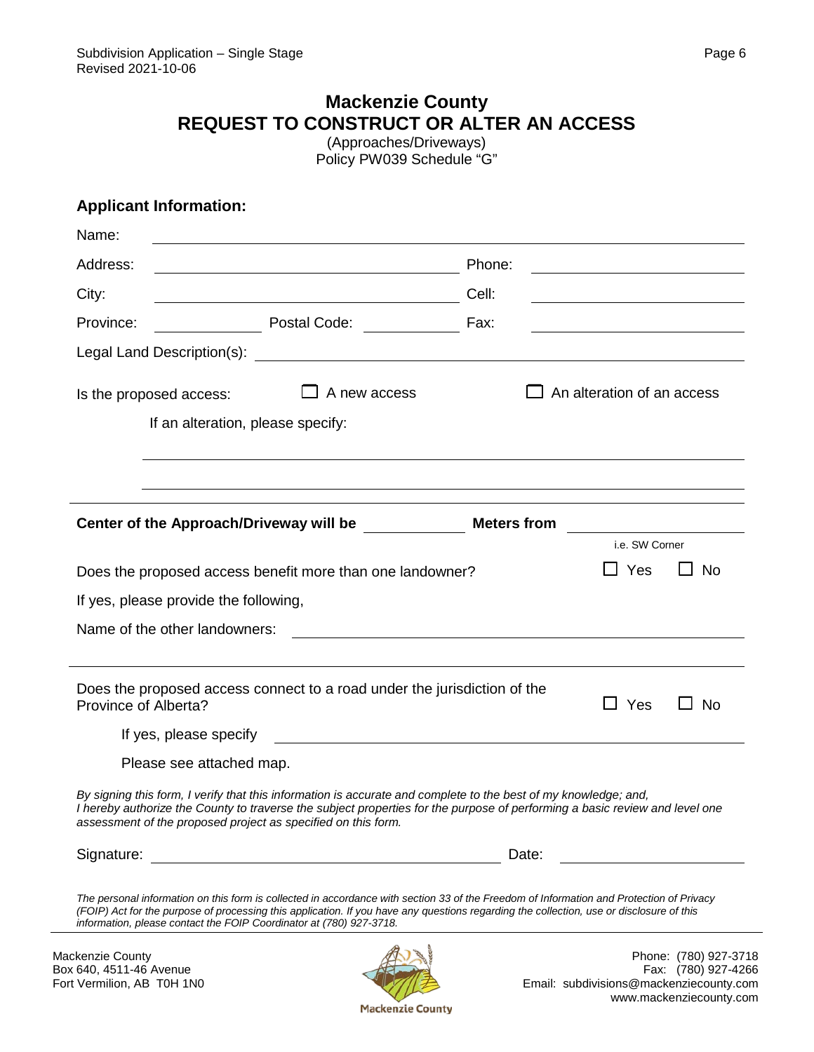# Mackenzie County
## REQUEST TO CONSTRUCT OR ALTER AN ACCESS

(Approaches/Driveways)
Policy PW039 Schedule "G"

### Applicant Information:

Name: ______________________________________________

Address: ______________________ Phone: ______________________

City: ______________________ Cell: ______________________

Province: __________ Postal Code: __________ Fax: ______________________

Legal Land Description(s): ______________________________________________

Is the proposed access: ☐ A new access ☐ An alteration of an access

If an alteration, please specify:

______________________________________________

______________________________________________

**Center of the Approach/Driveway will be** __________ **Meters from** ______________
i.e. SW Corner

Does the proposed access benefit more than one landowner? ☐ Yes ☐ No

If yes, please provide the following,

Name of the other landowners: ______________________________________________

Does the proposed access connect to a road under the jurisdiction of the Province of Alberta? ☐ Yes ☐ No

If yes, please specify ______________________________________________

Please see attached map.

*By signing this form, I verify that this information is accurate and complete to the best of my knowledge; and, I hereby authorize the County to traverse the subject properties for the purpose of performing a basic review and level one assessment of the proposed project as specified on this form.*

Signature: ______________________________ Date: ______________________

*The personal information on this form is collected in accordance with section 33 of the Freedom of Information and Protection of Privacy (FOIP) Act for the purpose of processing this application. If you have any questions regarding the collection, use or disclosure of this information, please contact the FOIP Coordinator at (780) 927-3718.*

Mackenzie County
Box 640, 4511-46 Avenue
Fort Vermilion, AB T0H 1N0

Phone: (780) 927-3718
Fax: (780) 927-4266
Email: subdivisions@mackenziecounty.com
www.mackenziecounty.com